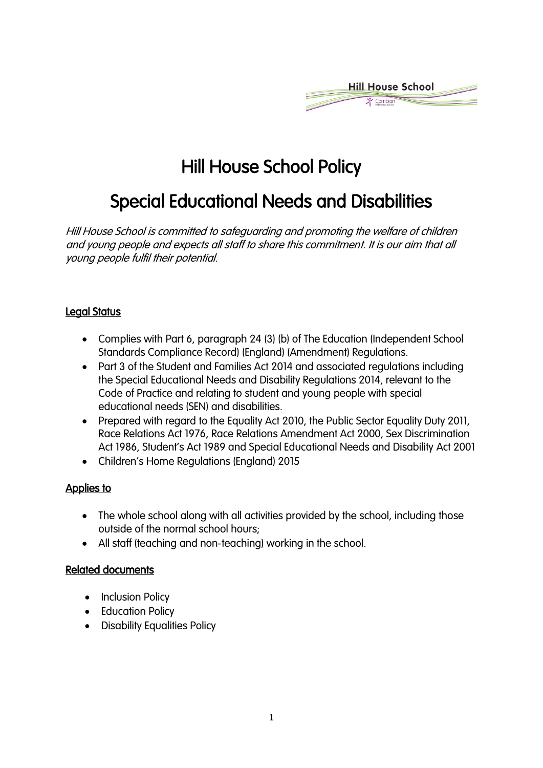# Hill House School Policy

# Special Educational Needs and Disabilities

*Hill House School is committed to safeguarding and promoting the welfare of children and young people and expects all staff to share this commitment. It is our aim that all young people fulfil their potential.*

## Legal Status

- Complies with Part 6, paragraph 24 (3) (b) of The Education (Independent School Standards Compliance Record) (England) (Amendment) Regulations.
- Part 3 of the Student and Families Act 2014 and associated regulations including the Special Educational Needs and Disability Regulations 2014, relevant to the Code of Practice and relating to student and young people with special educational needs (SEN) and disabilities.
- Prepared with regard to the Equality Act 2010, the Public Sector Equality Duty 2011, Race Relations Act 1976, Race Relations Amendment Act 2000, Sex Discrimination Act 1986, Student's Act 1989 and Special Educational Needs and Disability Act 2001
- Children's Home Regulations (England) 2015

## Applies to

- The whole school along with all activities provided by the school, including those outside of the normal school hours;
- All staff (teaching and non-teaching) working in the school.

## Related documents

- Inclusion Policy
- Education Policy
- Disability Equalities Policy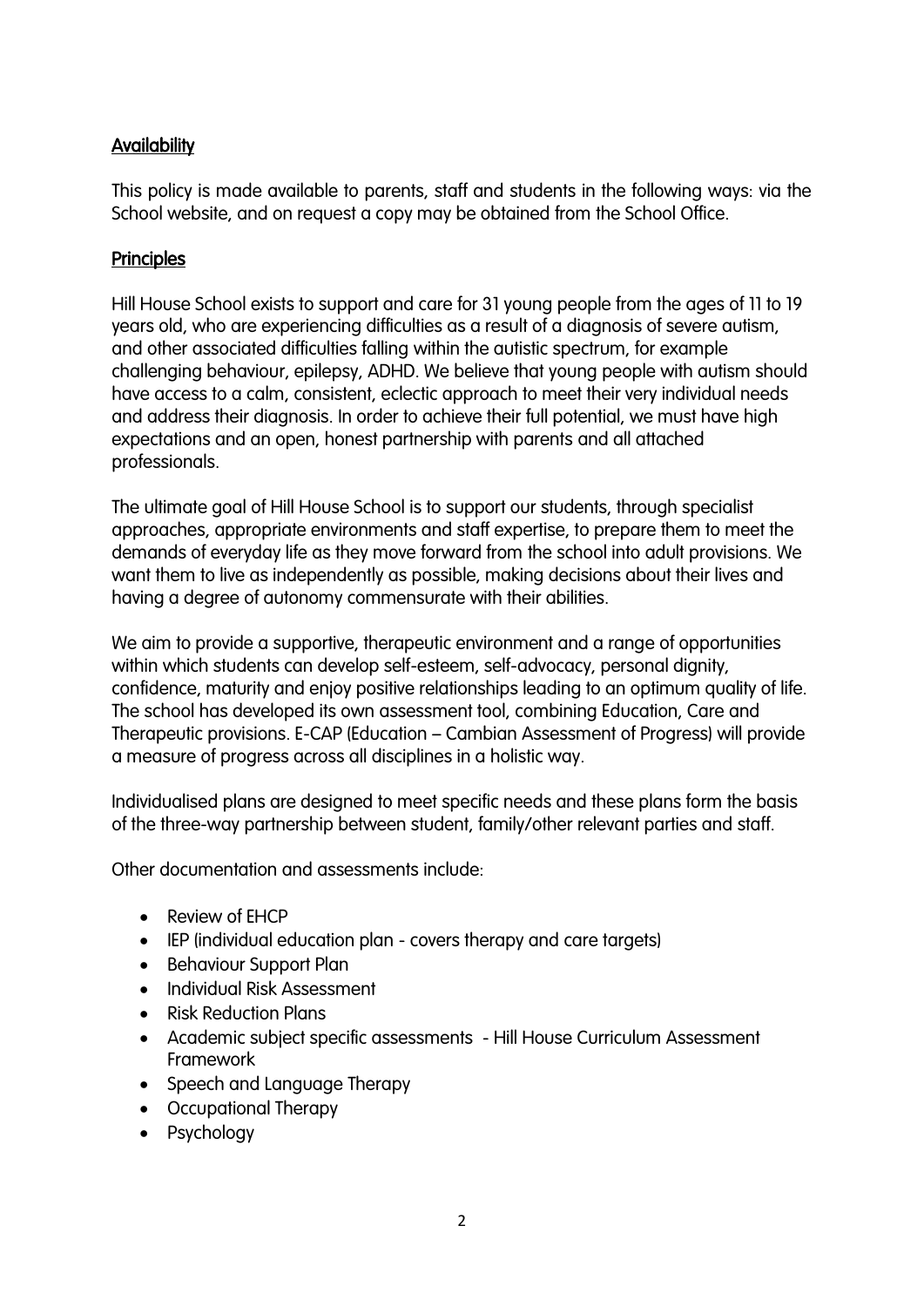## Availability

This policy is made available to parents, staff and students in the following ways: via the School website, and on request a copy may be obtained from the School Office.

## Principles

Hill House School exists to support and care for 31 young people from the ages of 11 to 19 years old, who are experiencing difficulties as a result of a diagnosis of severe autism, and other associated difficulties falling within the autistic spectrum, for example challenging behaviour, epilepsy, ADHD. We believe that young people with autism should have access to a calm, consistent, eclectic approach to meet their very individual needs and address their diagnosis. In order to achieve their full potential, we must have high expectations and an open, honest partnership with parents and all attached professionals.

The ultimate goal of Hill House School is to support our students, through specialist approaches, appropriate environments and staff expertise, to prepare them to meet the demands of everyday life as they move forward from the school into adult provisions. We want them to live as independently as possible, making decisions about their lives and having a degree of autonomy commensurate with their abilities.

We aim to provide a supportive, therapeutic environment and a range of opportunities within which students can develop self-esteem, self-advocacy, personal dignity, confidence, maturity and enjoy positive relationships leading to an optimum quality of life. The school has developed its own assessment tool, combining Education, Care and Therapeutic provisions. E-CAP (Education – Cambian Assessment of Progress) will provide a measure of progress across all disciplines in a holistic way.

Individualised plans are designed to meet specific needs and these plans form the basis of the three-way partnership between student, family/other relevant parties and staff.

Other documentation and assessments include:

- Review of EHCP
- IEP (individual education plan - covers therapy and care targets)
- Behaviour Support Plan
- Individual Risk Assessment
- Risk Reduction Plans
- Academic subject specific assessments - Hill House Curriculum Assessment Framework
- Speech and Language Therapy
- Occupational Therapy
- Psychology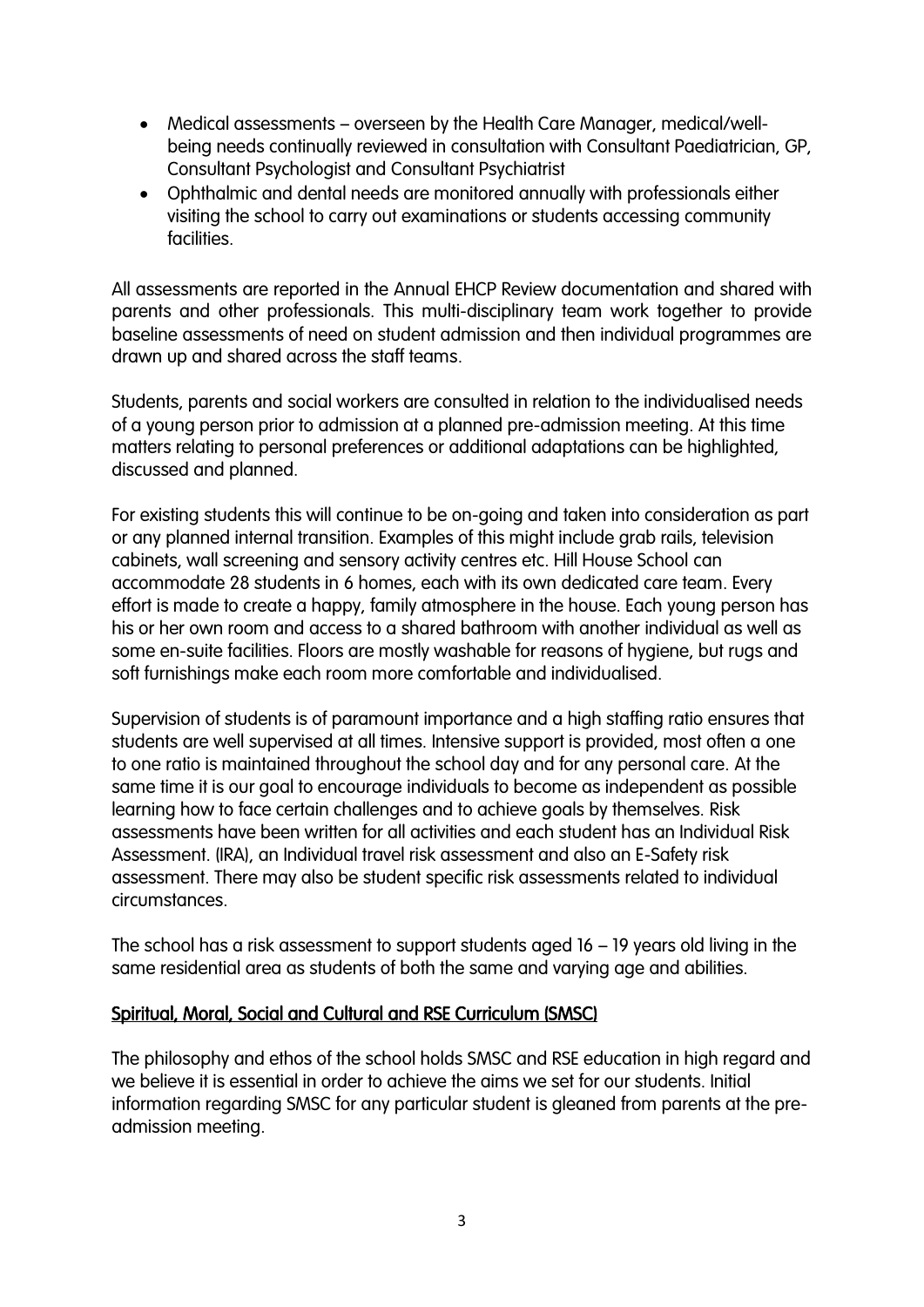- Medical assessments – overseen by the Health Care Manager, medical/well-being needs continually reviewed in consultation with Consultant Paediatrician, GP, Consultant Psychologist and Consultant Psychiatrist
- Ophthalmic and dental needs are monitored annually with professionals either visiting the school to carry out examinations or students accessing community facilities.

All assessments are reported in the Annual EHCP Review documentation and shared with parents and other professionals. This multi-disciplinary team work together to provide baseline assessments of need on student admission and then individual programmes are drawn up and shared across the staff teams.

Students, parents and social workers are consulted in relation to the individualised needs of a young person prior to admission at a planned pre-admission meeting. At this time matters relating to personal preferences or additional adaptations can be highlighted, discussed and planned.

For existing students this will continue to be on-going and taken into consideration as part or any planned internal transition. Examples of this might include grab rails, television cabinets, wall screening and sensory activity centres etc. Hill House School can accommodate 28 students in 6 homes, each with its own dedicated care team. Every effort is made to create a happy, family atmosphere in the house. Each young person has his or her own room and access to a shared bathroom with another individual as well as some en-suite facilities. Floors are mostly washable for reasons of hygiene, but rugs and soft furnishings make each room more comfortable and individualised.

Supervision of students is of paramount importance and a high staffing ratio ensures that students are well supervised at all times. Intensive support is provided, most often a one to one ratio is maintained throughout the school day and for any personal care. At the same time it is our goal to encourage individuals to become as independent as possible learning how to face certain challenges and to achieve goals by themselves. Risk assessments have been written for all activities and each student has an Individual Risk Assessment. (IRA), an Individual travel risk assessment and also an E-Safety risk assessment. There may also be student specific risk assessments related to individual circumstances.

The school has a risk assessment to support students aged 16 – 19 years old living in the same residential area as students of both the same and varying age and abilities.

## Spiritual, Moral, Social and Cultural and RSE Curriculum (SMSC)

The philosophy and ethos of the school holds SMSC and RSE education in high regard and we believe it is essential in order to achieve the aims we set for our students. Initial information regarding SMSC for any particular student is gleaned from parents at the pre-admission meeting.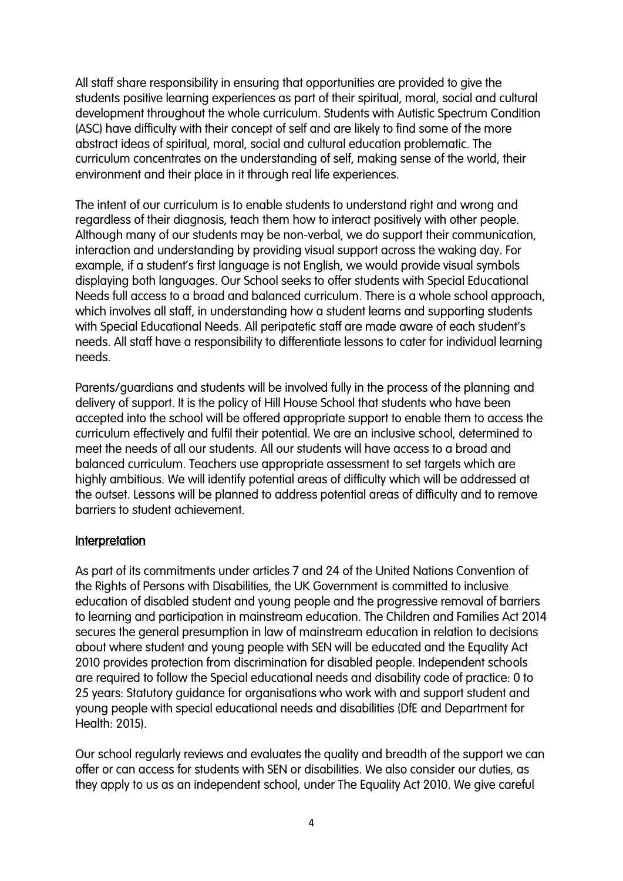All staff share responsibility in ensuring that opportunities are provided to give the students positive learning experiences as part of their spiritual, moral, social and cultural development throughout the whole curriculum. Students with Autistic Spectrum Condition (ASC) have difficulty with their concept of self and are likely to find some of the more abstract ideas of spiritual, moral, social and cultural education problematic. The curriculum concentrates on the understanding of self, making sense of the world, their environment and their place in it through real life experiences.

The intent of our curriculum is to enable students to understand right and wrong and regardless of their diagnosis, teach them how to interact positively with other people. Although many of our students may be non-verbal, we do support their communication, interaction and understanding by providing visual support across the waking day. For example, if a student's first language is not English, we would provide visual symbols displaying both languages. Our School seeks to offer students with Special Educational Needs full access to a broad and balanced curriculum. There is a whole school approach, which involves all staff, in understanding how a student learns and supporting students with Special Educational Needs. All peripatetic staff are made aware of each student's needs. All staff have a responsibility to differentiate lessons to cater for individual learning needs.

Parents/guardians and students will be involved fully in the process of the planning and delivery of support. It is the policy of Hill House School that students who have been accepted into the school will be offered appropriate support to enable them to access the curriculum effectively and fulfil their potential. We are an inclusive school, determined to meet the needs of all our students. All our students will have access to a broad and balanced curriculum. Teachers use appropriate assessment to set targets which are highly ambitious. We will identify potential areas of difficulty which will be addressed at the outset. Lessons will be planned to address potential areas of difficulty and to remove barriers to student achievement.

## Interpretation

As part of its commitments under articles 7 and 24 of the United Nations Convention of the Rights of Persons with Disabilities, the UK Government is committed to inclusive education of disabled student and young people and the progressive removal of barriers to learning and participation in mainstream education. The Children and Families Act 2014 secures the general presumption in law of mainstream education in relation to decisions about where student and young people with SEN will be educated and the Equality Act 2010 provides protection from discrimination for disabled people. Independent schools are required to follow the Special educational needs and disability code of practice: 0 to 25 years: Statutory guidance for organisations who work with and support student and young people with special educational needs and disabilities (DfE and Department for Health: 2015).

Our school regularly reviews and evaluates the quality and breadth of the support we can offer or can access for students with SEN or disabilities. We also consider our duties, as they apply to us as an independent school, under The Equality Act 2010. We give careful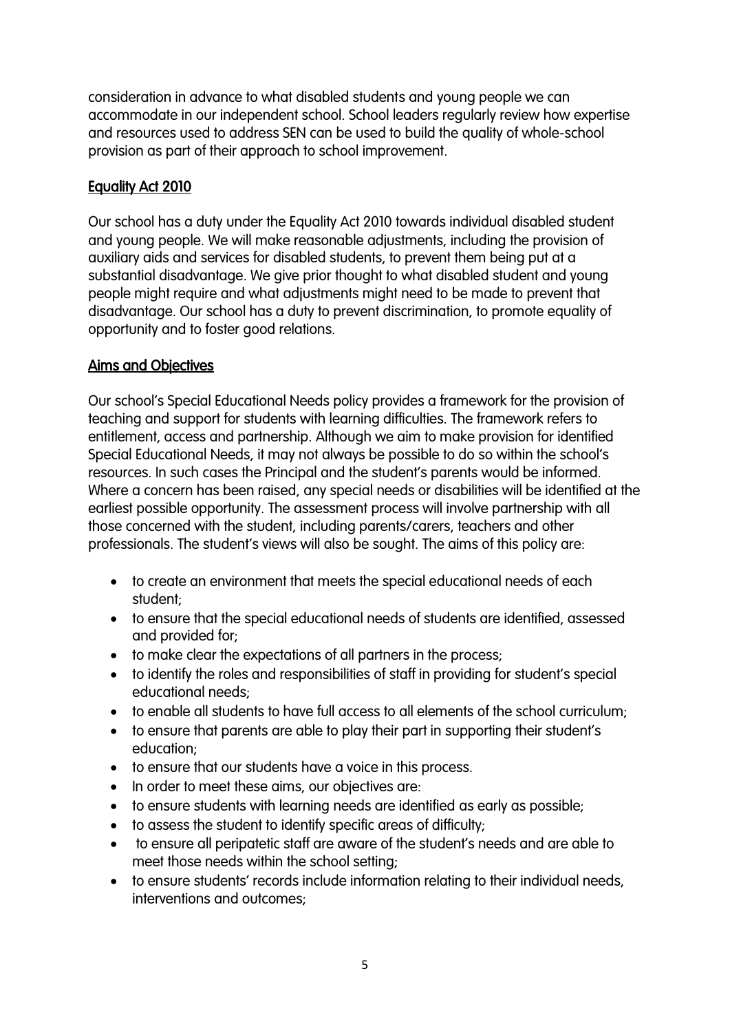consideration in advance to what disabled students and young people we can accommodate in our independent school. School leaders regularly review how expertise and resources used to address SEN can be used to build the quality of whole-school provision as part of their approach to school improvement.

## Equality Act 2010

Our school has a duty under the Equality Act 2010 towards individual disabled student and young people. We will make reasonable adjustments, including the provision of auxiliary aids and services for disabled students, to prevent them being put at a substantial disadvantage. We give prior thought to what disabled student and young people might require and what adjustments might need to be made to prevent that disadvantage. Our school has a duty to prevent discrimination, to promote equality of opportunity and to foster good relations.

## Aims and Objectives

Our school's Special Educational Needs policy provides a framework for the provision of teaching and support for students with learning difficulties. The framework refers to entitlement, access and partnership. Although we aim to make provision for identified Special Educational Needs, it may not always be possible to do so within the school's resources. In such cases the Principal and the student's parents would be informed. Where a concern has been raised, any special needs or disabilities will be identified at the earliest possible opportunity. The assessment process will involve partnership with all those concerned with the student, including parents/carers, teachers and other professionals. The student's views will also be sought. The aims of this policy are:

- to create an environment that meets the special educational needs of each student;
- to ensure that the special educational needs of students are identified, assessed and provided for;
- to make clear the expectations of all partners in the process;
- to identify the roles and responsibilities of staff in providing for student's special educational needs;
- to enable all students to have full access to all elements of the school curriculum;
- to ensure that parents are able to play their part in supporting their student's education;
- to ensure that our students have a voice in this process.
- In order to meet these aims, our objectives are:
- to ensure students with learning needs are identified as early as possible;
- to assess the student to identify specific areas of difficulty;
- to ensure all peripatetic staff are aware of the student's needs and are able to meet those needs within the school setting;
- to ensure students' records include information relating to their individual needs, interventions and outcomes;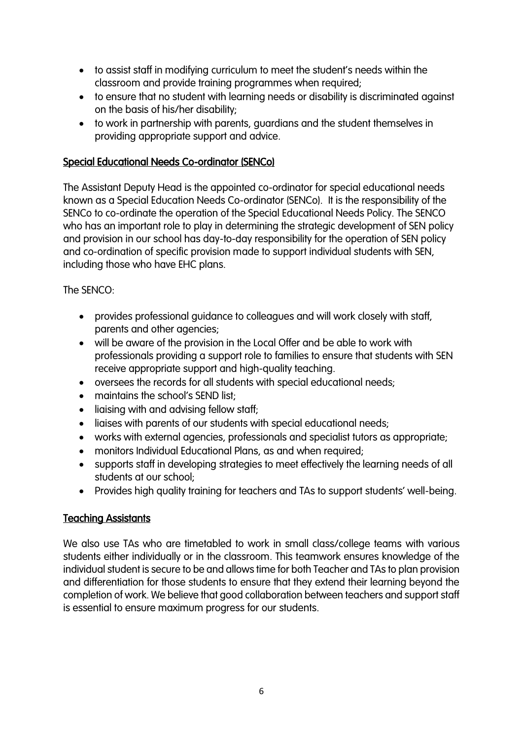- to assist staff in modifying curriculum to meet the student's needs within the classroom and provide training programmes when required;
- to ensure that no student with learning needs or disability is discriminated against on the basis of his/her disability;
- to work in partnership with parents, guardians and the student themselves in providing appropriate support and advice.

## Special Educational Needs Co-ordinator (SENCo)

The Assistant Deputy Head is the appointed co-ordinator for special educational needs known as a Special Education Needs Co-ordinator (SENCo). It is the responsibility of the SENCo to co-ordinate the operation of the Special Educational Needs Policy. The SENCO who has an important role to play in determining the strategic development of SEN policy and provision in our school has day-to-day responsibility for the operation of SEN policy and co-ordination of specific provision made to support individual students with SEN, including those who have EHC plans.

The SENCO:

- provides professional guidance to colleagues and will work closely with staff, parents and other agencies;
- will be aware of the provision in the Local Offer and be able to work with professionals providing a support role to families to ensure that students with SEN receive appropriate support and high-quality teaching.
- oversees the records for all students with special educational needs;
- maintains the school's SEND list;
- liaising with and advising fellow staff;
- liaises with parents of our students with special educational needs;
- works with external agencies, professionals and specialist tutors as appropriate;
- monitors Individual Educational Plans, as and when required;
- supports staff in developing strategies to meet effectively the learning needs of all students at our school;
- Provides high quality training for teachers and TAs to support students' well-being.

## Teaching Assistants

We also use TAs who are timetabled to work in small class/college teams with various students either individually or in the classroom. This teamwork ensures knowledge of the individual student is secure to be and allows time for both Teacher and TAs to plan provision and differentiation for those students to ensure that they extend their learning beyond the completion of work. We believe that good collaboration between teachers and support staff is essential to ensure maximum progress for our students.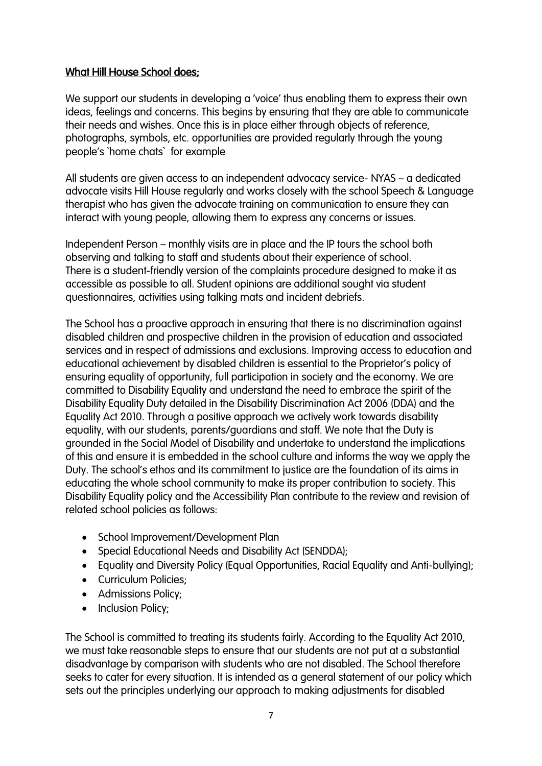**<u>What Hill House School does;</u>**

We support our students in developing a 'voice' thus enabling them to express their own ideas, feelings and concerns. This begins by ensuring that they are able to communicate their needs and wishes. Once this is in place either through objects of reference, photographs, symbols, etc. opportunities are provided regularly through the young people's `home chats` for example

All students are given access to an independent advocacy service- NYAS – a dedicated advocate visits Hill House regularly and works closely with the school Speech & Language therapist who has given the advocate training on communication to ensure they can interact with young people, allowing them to express any concerns or issues.

Independent Person – monthly visits are in place and the IP tours the school both observing and talking to staff and students about their experience of school.
There is a student-friendly version of the complaints procedure designed to make it as accessible as possible to all. Student opinions are additional sought via student questionnaires, activities using talking mats and incident debriefs.

The School has a proactive approach in ensuring that there is no discrimination against disabled children and prospective children in the provision of education and associated services and in respect of admissions and exclusions. Improving access to education and educational achievement by disabled children is essential to the Proprietor's policy of ensuring equality of opportunity, full participation in society and the economy. We are committed to Disability Equality and understand the need to embrace the spirit of the Disability Equality Duty detailed in the Disability Discrimination Act 2006 (DDA) and the Equality Act 2010. Through a positive approach we actively work towards disability equality, with our students, parents/guardians and staff. We note that the Duty is grounded in the Social Model of Disability and undertake to understand the implications of this and ensure it is embedded in the school culture and informs the way we apply the Duty. The school's ethos and its commitment to justice are the foundation of its aims in educating the whole school community to make its proper contribution to society. This Disability Equality policy and the Accessibility Plan contribute to the review and revision of related school policies as follows:

- School Improvement/Development Plan
- Special Educational Needs and Disability Act (SENDDA);
- Equality and Diversity Policy (Equal Opportunities, Racial Equality and Anti-bullying);
- Curriculum Policies;
- Admissions Policy;
- Inclusion Policy;

The School is committed to treating its students fairly. According to the Equality Act 2010, we must take reasonable steps to ensure that our students are not put at a substantial disadvantage by comparison with students who are not disabled. The School therefore seeks to cater for every situation. It is intended as a general statement of our policy which sets out the principles underlying our approach to making adjustments for disabled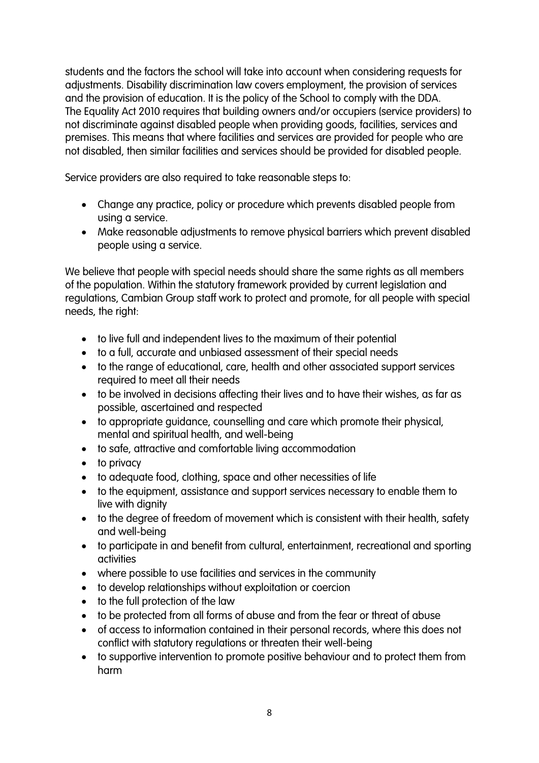students and the factors the school will take into account when considering requests for adjustments. Disability discrimination law covers employment, the provision of services and the provision of education. It is the policy of the School to comply with the DDA. The Equality Act 2010 requires that building owners and/or occupiers (service providers) to not discriminate against disabled people when providing goods, facilities, services and premises. This means that where facilities and services are provided for people who are not disabled, then similar facilities and services should be provided for disabled people.

Service providers are also required to take reasonable steps to:

- Change any practice, policy or procedure which prevents disabled people from using a service.
- Make reasonable adjustments to remove physical barriers which prevent disabled people using a service.

We believe that people with special needs should share the same rights as all members of the population. Within the statutory framework provided by current legislation and regulations, Cambian Group staff work to protect and promote, for all people with special needs, the right:

- to live full and independent lives to the maximum of their potential
- to a full, accurate and unbiased assessment of their special needs
- to the range of educational, care, health and other associated support services required to meet all their needs
- to be involved in decisions affecting their lives and to have their wishes, as far as possible, ascertained and respected
- to appropriate guidance, counselling and care which promote their physical, mental and spiritual health, and well-being
- to safe, attractive and comfortable living accommodation
- to privacy
- to adequate food, clothing, space and other necessities of life
- to the equipment, assistance and support services necessary to enable them to live with dignity
- to the degree of freedom of movement which is consistent with their health, safety and well-being
- to participate in and benefit from cultural, entertainment, recreational and sporting activities
- where possible to use facilities and services in the community
- to develop relationships without exploitation or coercion
- to the full protection of the law
- to be protected from all forms of abuse and from the fear or threat of abuse
- of access to information contained in their personal records, where this does not conflict with statutory regulations or threaten their well-being
- to supportive intervention to promote positive behaviour and to protect them from harm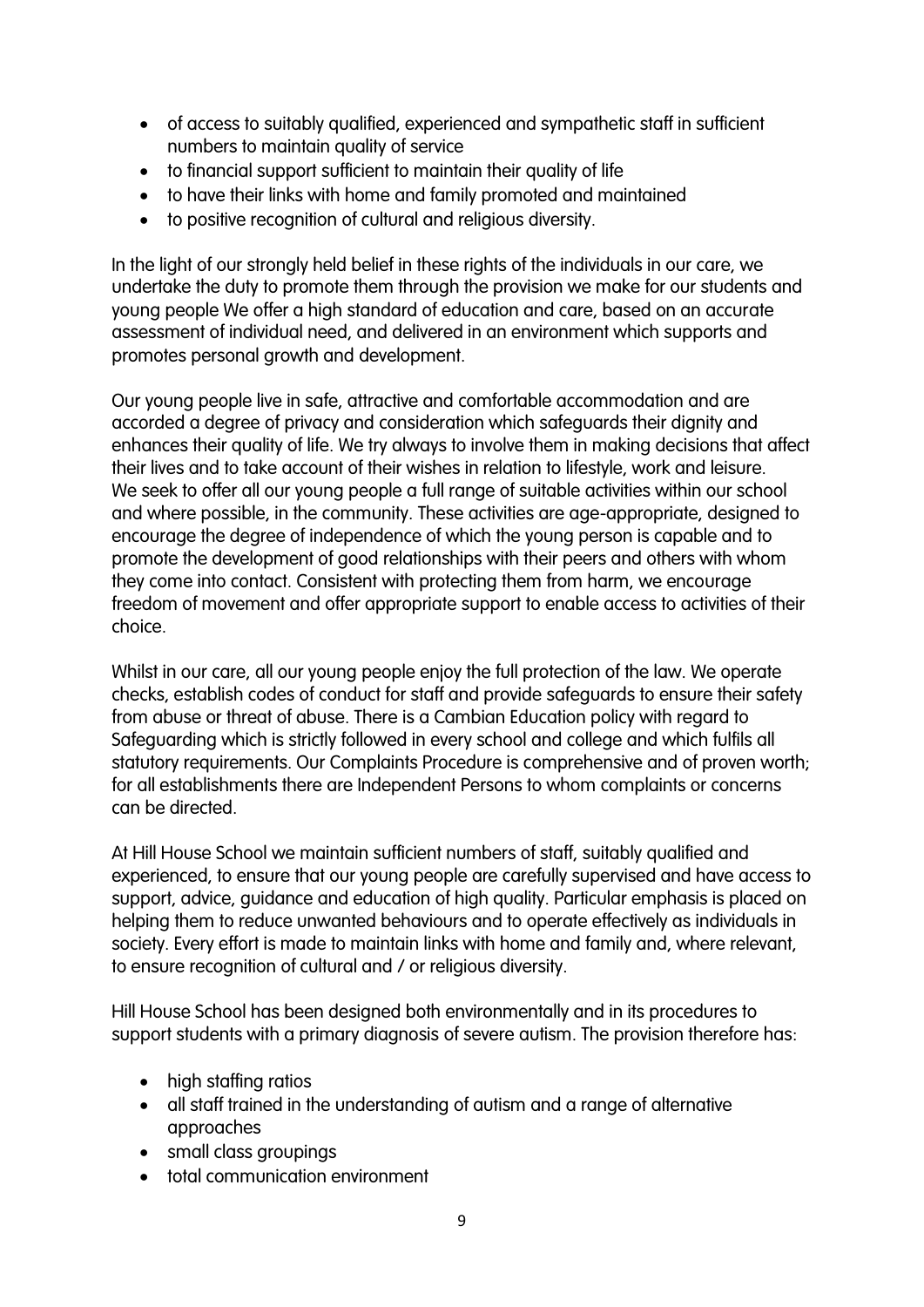- of access to suitably qualified, experienced and sympathetic staff in sufficient numbers to maintain quality of service
- to financial support sufficient to maintain their quality of life
- to have their links with home and family promoted and maintained
- to positive recognition of cultural and religious diversity.

In the light of our strongly held belief in these rights of the individuals in our care, we undertake the duty to promote them through the provision we make for our students and young people We offer a high standard of education and care, based on an accurate assessment of individual need, and delivered in an environment which supports and promotes personal growth and development.

Our young people live in safe, attractive and comfortable accommodation and are accorded a degree of privacy and consideration which safeguards their dignity and enhances their quality of life. We try always to involve them in making decisions that affect their lives and to take account of their wishes in relation to lifestyle, work and leisure. We seek to offer all our young people a full range of suitable activities within our school and where possible, in the community. These activities are age-appropriate, designed to encourage the degree of independence of which the young person is capable and to promote the development of good relationships with their peers and others with whom they come into contact. Consistent with protecting them from harm, we encourage freedom of movement and offer appropriate support to enable access to activities of their choice.

Whilst in our care, all our young people enjoy the full protection of the law. We operate checks, establish codes of conduct for staff and provide safeguards to ensure their safety from abuse or threat of abuse. There is a Cambian Education policy with regard to Safeguarding which is strictly followed in every school and college and which fulfils all statutory requirements. Our Complaints Procedure is comprehensive and of proven worth; for all establishments there are Independent Persons to whom complaints or concerns can be directed.

At Hill House School we maintain sufficient numbers of staff, suitably qualified and experienced, to ensure that our young people are carefully supervised and have access to support, advice, guidance and education of high quality. Particular emphasis is placed on helping them to reduce unwanted behaviours and to operate effectively as individuals in society. Every effort is made to maintain links with home and family and, where relevant, to ensure recognition of cultural and / or religious diversity.

Hill House School has been designed both environmentally and in its procedures to support students with a primary diagnosis of severe autism. The provision therefore has:

- high staffing ratios
- all staff trained in the understanding of autism and a range of alternative approaches
- small class groupings
- total communication environment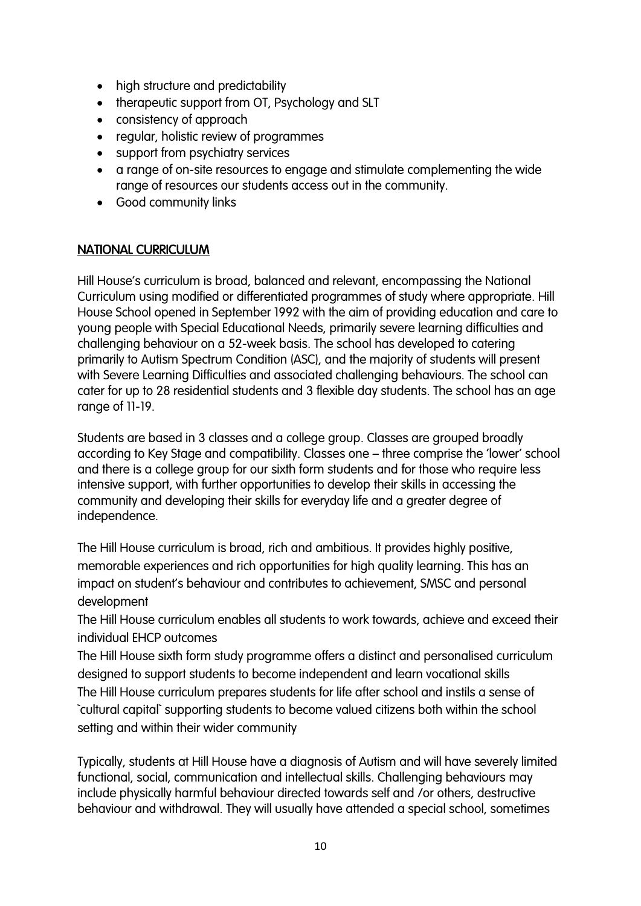- high structure and predictability
- therapeutic support from OT, Psychology and SLT
- consistency of approach
- regular, holistic review of programmes
- support from psychiatry services
- a range of on-site resources to engage and stimulate complementing the wide range of resources our students access out in the community.
- Good community links

## NATIONAL CURRICULUM

Hill House's curriculum is broad, balanced and relevant, encompassing the National Curriculum using modified or differentiated programmes of study where appropriate. Hill House School opened in September 1992 with the aim of providing education and care to young people with Special Educational Needs, primarily severe learning difficulties and challenging behaviour on a 52-week basis. The school has developed to catering primarily to Autism Spectrum Condition (ASC), and the majority of students will present with Severe Learning Difficulties and associated challenging behaviours. The school can cater for up to 28 residential students and 3 flexible day students. The school has an age range of 11-19.

Students are based in 3 classes and a college group. Classes are grouped broadly according to Key Stage and compatibility. Classes one – three comprise the 'lower' school and there is a college group for our sixth form students and for those who require less intensive support, with further opportunities to develop their skills in accessing the community and developing their skills for everyday life and a greater degree of independence.

The Hill House curriculum is broad, rich and ambitious. It provides highly positive, memorable experiences and rich opportunities for high quality learning. This has an impact on student's behaviour and contributes to achievement, SMSC and personal development

The Hill House curriculum enables all students to work towards, achieve and exceed their individual EHCP outcomes

The Hill House sixth form study programme offers a distinct and personalised curriculum designed to support students to become independent and learn vocational skills

The Hill House curriculum prepares students for life after school and instils a sense of `cultural capital` supporting students to become valued citizens both within the school setting and within their wider community

Typically, students at Hill House have a diagnosis of Autism and will have severely limited functional, social, communication and intellectual skills. Challenging behaviours may include physically harmful behaviour directed towards self and /or others, destructive behaviour and withdrawal. They will usually have attended a special school, sometimes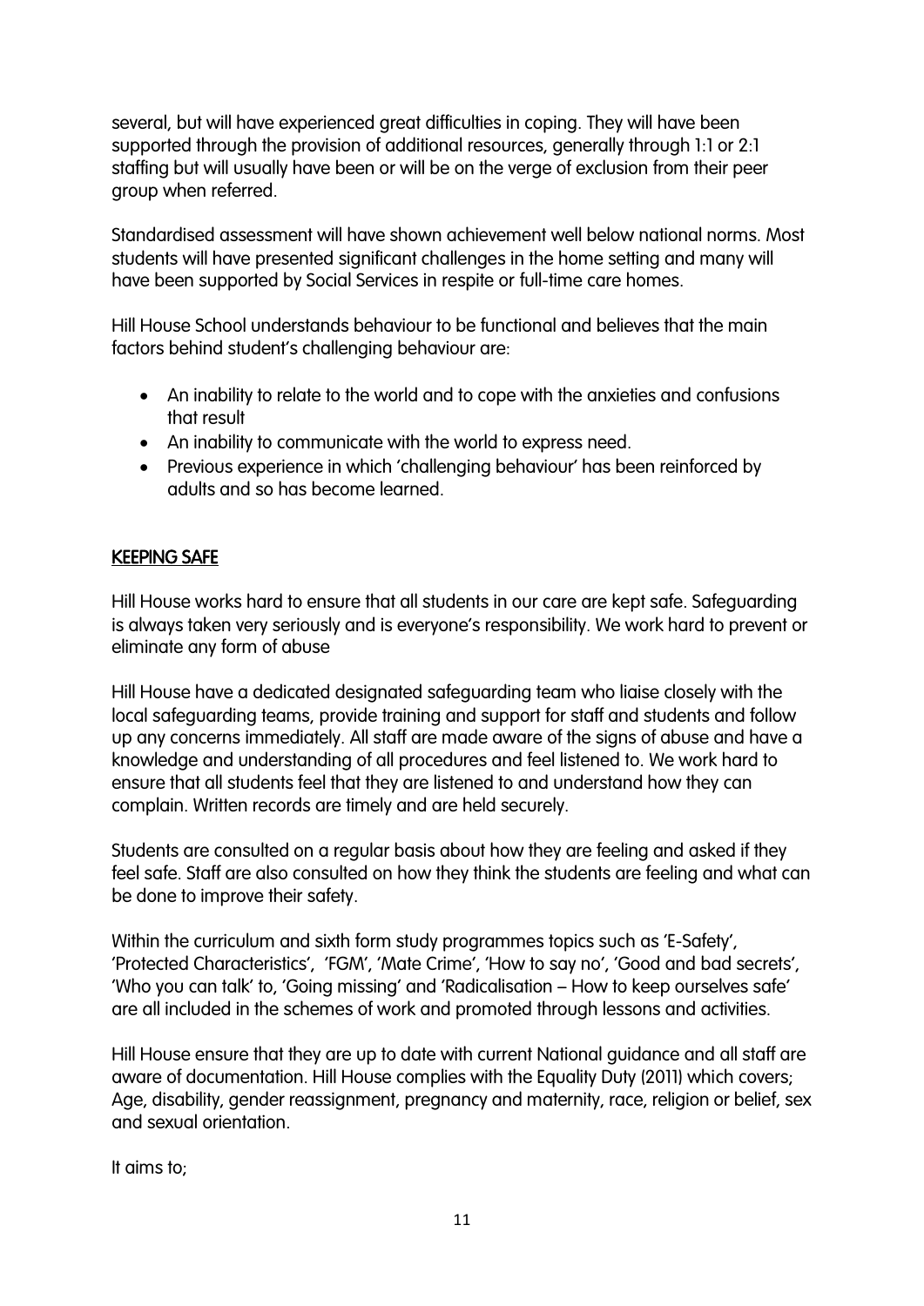several, but will have experienced great difficulties in coping. They will have been supported through the provision of additional resources, generally through 1:1 or 2:1 staffing but will usually have been or will be on the verge of exclusion from their peer group when referred.

Standardised assessment will have shown achievement well below national norms. Most students will have presented significant challenges in the home setting and many will have been supported by Social Services in respite or full-time care homes.

Hill House School understands behaviour to be functional and believes that the main factors behind student's challenging behaviour are:

- An inability to relate to the world and to cope with the anxieties and confusions that result
- An inability to communicate with the world to express need.
- Previous experience in which 'challenging behaviour' has been reinforced by adults and so has become learned.

## KEEPING SAFE

Hill House works hard to ensure that all students in our care are kept safe. Safeguarding is always taken very seriously and is everyone's responsibility. We work hard to prevent or eliminate any form of abuse

Hill House have a dedicated designated safeguarding team who liaise closely with the local safeguarding teams, provide training and support for staff and students and follow up any concerns immediately. All staff are made aware of the signs of abuse and have a knowledge and understanding of all procedures and feel listened to. We work hard to ensure that all students feel that they are listened to and understand how they can complain. Written records are timely and are held securely.

Students are consulted on a regular basis about how they are feeling and asked if they feel safe. Staff are also consulted on how they think the students are feeling and what can be done to improve their safety.

Within the curriculum and sixth form study programmes topics such as 'E-Safety', 'Protected Characteristics', 'FGM', 'Mate Crime', 'How to say no', 'Good and bad secrets', 'Who you can talk' to, 'Going missing' and 'Radicalisation – How to keep ourselves safe' are all included in the schemes of work and promoted through lessons and activities.

Hill House ensure that they are up to date with current National guidance and all staff are aware of documentation. Hill House complies with the Equality Duty (2011) which covers; Age, disability, gender reassignment, pregnancy and maternity, race, religion or belief, sex and sexual orientation.

It aims to;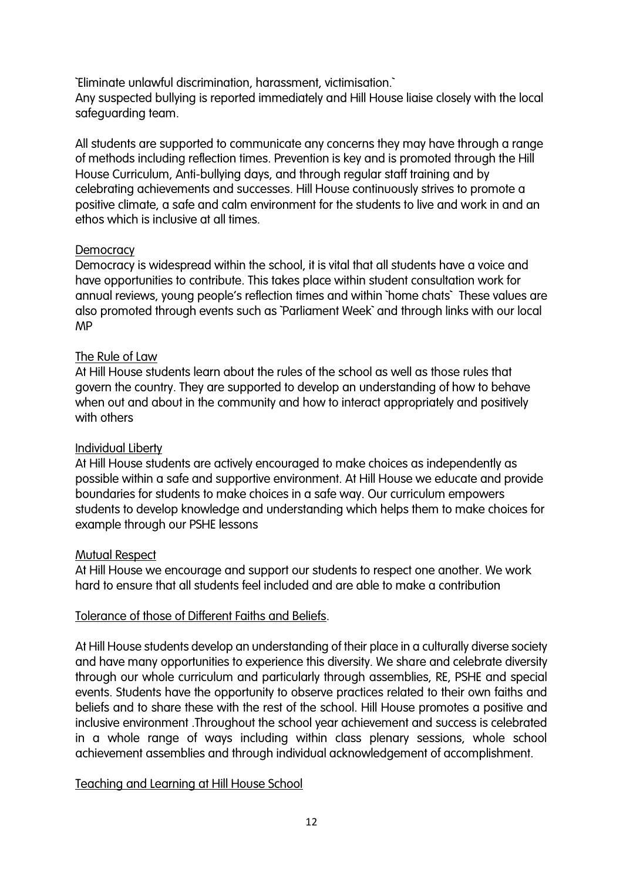`Eliminate unlawful discrimination, harassment, victimisation.`
Any suspected bullying is reported immediately and Hill House liaise closely with the local safeguarding team.

All students are supported to communicate any concerns they may have through a range of methods including reflection times. Prevention is key and is promoted through the Hill House Curriculum, Anti-bullying days, and through regular staff training and by celebrating achievements and successes. Hill House continuously strives to promote a positive climate, a safe and calm environment for the students to live and work in and an ethos which is inclusive at all times.

<u>Democracy</u>
Democracy is widespread within the school, it is vital that all students have a voice and have opportunities to contribute. This takes place within student consultation work for annual reviews, young people's reflection times and within `home chats` These values are also promoted through events such as `Parliament Week` and through links with our local MP

<u>The Rule of Law</u>
At Hill House students learn about the rules of the school as well as those rules that govern the country. They are supported to develop an understanding of how to behave when out and about in the community and how to interact appropriately and positively with others

<u>Individual Liberty</u>
At Hill House students are actively encouraged to make choices as independently as possible within a safe and supportive environment. At Hill House we educate and provide boundaries for students to make choices in a safe way. Our curriculum empowers students to develop knowledge and understanding which helps them to make choices for example through our PSHE lessons

<u>Mutual Respect</u>
At Hill House we encourage and support our students to respect one another. We work hard to ensure that all students feel included and are able to make a contribution

<u>Tolerance of those of Different Faiths and Beliefs</u>.

At Hill House students develop an understanding of their place in a culturally diverse society and have many opportunities to experience this diversity. We share and celebrate diversity through our whole curriculum and particularly through assemblies, RE, PSHE and special events. Students have the opportunity to observe practices related to their own faiths and beliefs and to share these with the rest of the school. Hill House promotes a positive and inclusive environment .Throughout the school year achievement and success is celebrated in a whole range of ways including within class plenary sessions, whole school achievement assemblies and through individual acknowledgement of accomplishment.

<u>Teaching and Learning at Hill House School</u>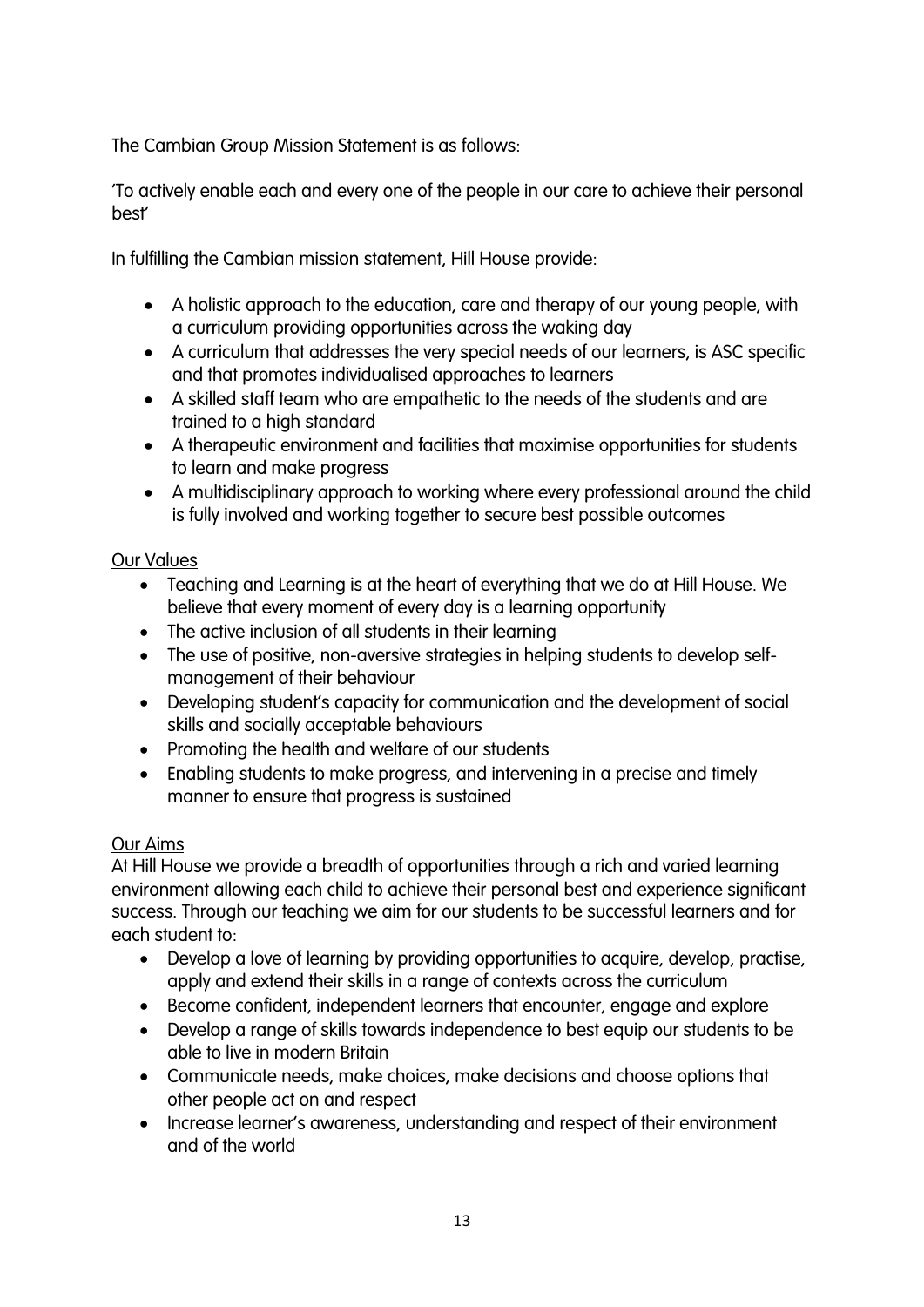The Cambian Group Mission Statement is as follows:

'To actively enable each and every one of the people in our care to achieve their personal best'

In fulfilling the Cambian mission statement, Hill House provide:

- A holistic approach to the education, care and therapy of our young people, with a curriculum providing opportunities across the waking day
- A curriculum that addresses the very special needs of our learners, is ASC specific and that promotes individualised approaches to learners
- A skilled staff team who are empathetic to the needs of the students and are trained to a high standard
- A therapeutic environment and facilities that maximise opportunities for students to learn and make progress
- A multidisciplinary approach to working where every professional around the child is fully involved and working together to secure best possible outcomes

<u>Our Values</u>

- Teaching and Learning is at the heart of everything that we do at Hill House. We believe that every moment of every day is a learning opportunity
- The active inclusion of all students in their learning
- The use of positive, non-aversive strategies in helping students to develop self-management of their behaviour
- Developing student's capacity for communication and the development of social skills and socially acceptable behaviours
- Promoting the health and welfare of our students
- Enabling students to make progress, and intervening in a precise and timely manner to ensure that progress is sustained

<u>Our Aims</u>

At Hill House we provide a breadth of opportunities through a rich and varied learning environment allowing each child to achieve their personal best and experience significant success. Through our teaching we aim for our students to be successful learners and for each student to:

- Develop a love of learning by providing opportunities to acquire, develop, practise, apply and extend their skills in a range of contexts across the curriculum
- Become confident, independent learners that encounter, engage and explore
- Develop a range of skills towards independence to best equip our students to be able to live in modern Britain
- Communicate needs, make choices, make decisions and choose options that other people act on and respect
- Increase learner's awareness, understanding and respect of their environment and of the world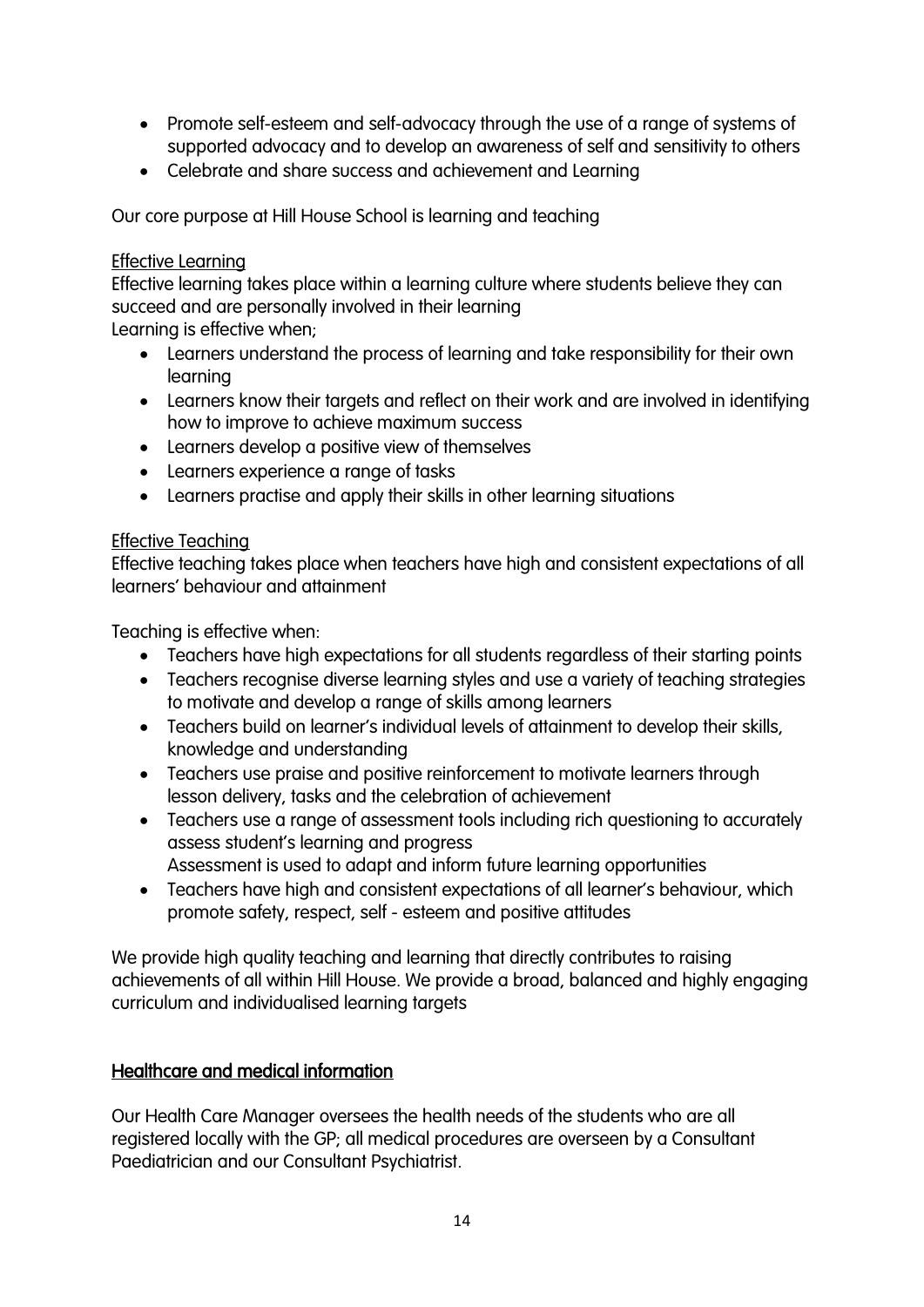- Promote self-esteem and self-advocacy through the use of a range of systems of supported advocacy and to develop an awareness of self and sensitivity to others
- Celebrate and share success and achievement and Learning

Our core purpose at Hill House School is learning and teaching

Effective Learning

Effective learning takes place within a learning culture where students believe they can succeed and are personally involved in their learning

Learning is effective when;

- Learners understand the process of learning and take responsibility for their own learning
- Learners know their targets and reflect on their work and are involved in identifying how to improve to achieve maximum success
- Learners develop a positive view of themselves
- Learners experience a range of tasks
- Learners practise and apply their skills in other learning situations

Effective Teaching

Effective teaching takes place when teachers have high and consistent expectations of all learners' behaviour and attainment

Teaching is effective when:

- Teachers have high expectations for all students regardless of their starting points
- Teachers recognise diverse learning styles and use a variety of teaching strategies to motivate and develop a range of skills among learners
- Teachers build on learner's individual levels of attainment to develop their skills, knowledge and understanding
- Teachers use praise and positive reinforcement to motivate learners through lesson delivery, tasks and the celebration of achievement
- Teachers use a range of assessment tools including rich questioning to accurately assess student's learning and progress
  Assessment is used to adapt and inform future learning opportunities
- Teachers have high and consistent expectations of all learner's behaviour, which promote safety, respect, self - esteem and positive attitudes

We provide high quality teaching and learning that directly contributes to raising achievements of all within Hill House. We provide a broad, balanced and highly engaging curriculum and individualised learning targets

## Healthcare and medical information

Our Health Care Manager oversees the health needs of the students who are all registered locally with the GP; all medical procedures are overseen by a Consultant Paediatrician and our Consultant Psychiatrist.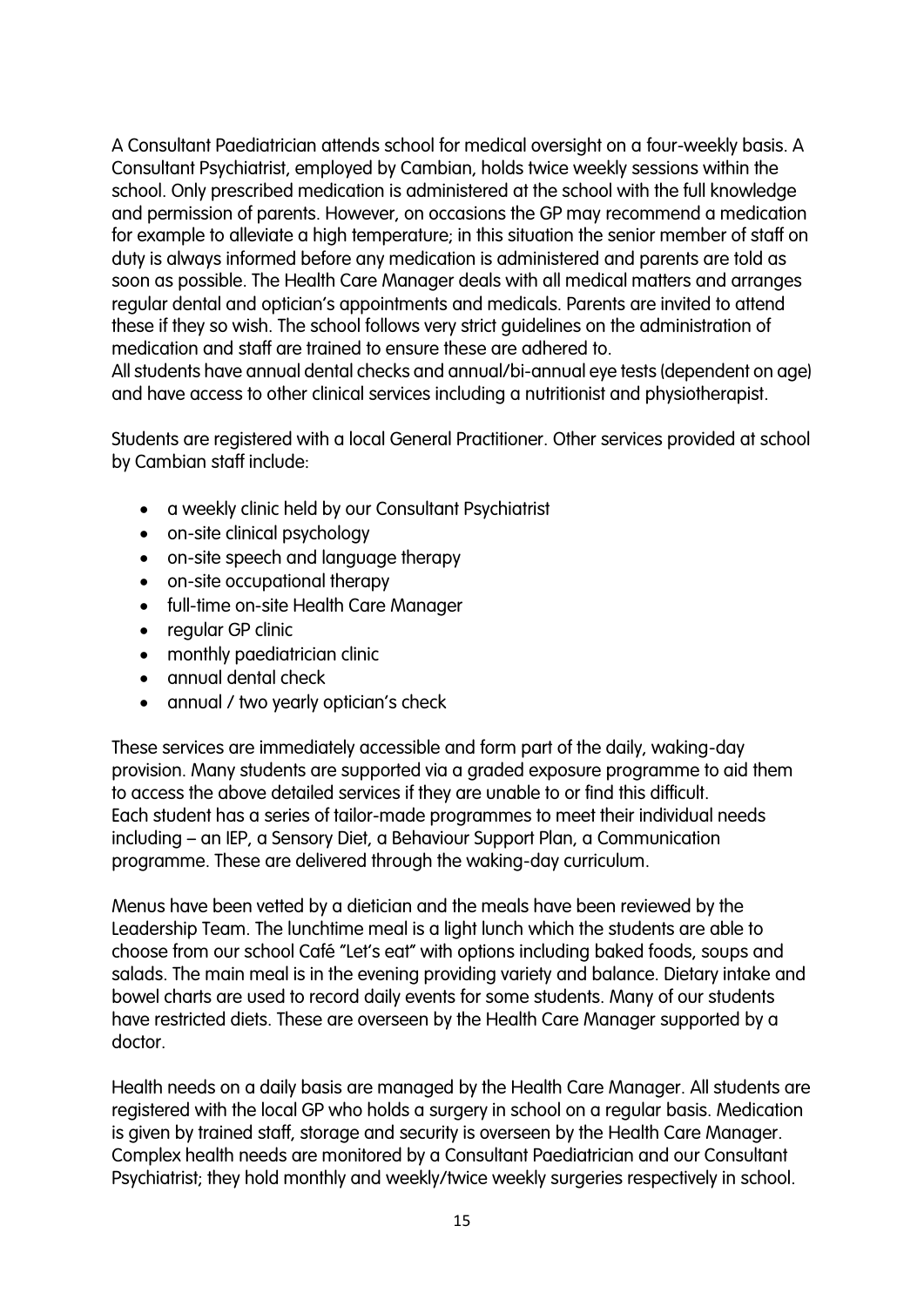A Consultant Paediatrician attends school for medical oversight on a four-weekly basis. A Consultant Psychiatrist, employed by Cambian, holds twice weekly sessions within the school. Only prescribed medication is administered at the school with the full knowledge and permission of parents. However, on occasions the GP may recommend a medication for example to alleviate a high temperature; in this situation the senior member of staff on duty is always informed before any medication is administered and parents are told as soon as possible. The Health Care Manager deals with all medical matters and arranges regular dental and optician's appointments and medicals. Parents are invited to attend these if they so wish. The school follows very strict guidelines on the administration of medication and staff are trained to ensure these are adhered to.
All students have annual dental checks and annual/bi-annual eye tests (dependent on age) and have access to other clinical services including a nutritionist and physiotherapist.

Students are registered with a local General Practitioner. Other services provided at school by Cambian staff include:

- a weekly clinic held by our Consultant Psychiatrist
- on-site clinical psychology
- on-site speech and language therapy
- on-site occupational therapy
- full-time on-site Health Care Manager
- regular GP clinic
- monthly paediatrician clinic
- annual dental check
- annual / two yearly optician's check

These services are immediately accessible and form part of the daily, waking-day provision. Many students are supported via a graded exposure programme to aid them to access the above detailed services if they are unable to or find this difficult.
Each student has a series of tailor-made programmes to meet their individual needs including – an IEP, a Sensory Diet, a Behaviour Support Plan, a Communication programme. These are delivered through the waking-day curriculum.

Menus have been vetted by a dietician and the meals have been reviewed by the Leadership Team. The lunchtime meal is a light lunch which the students are able to choose from our school Café "Let's eat" with options including baked foods, soups and salads. The main meal is in the evening providing variety and balance. Dietary intake and bowel charts are used to record daily events for some students. Many of our students have restricted diets. These are overseen by the Health Care Manager supported by a doctor.

Health needs on a daily basis are managed by the Health Care Manager. All students are registered with the local GP who holds a surgery in school on a regular basis. Medication is given by trained staff, storage and security is overseen by the Health Care Manager. Complex health needs are monitored by a Consultant Paediatrician and our Consultant Psychiatrist; they hold monthly and weekly/twice weekly surgeries respectively in school.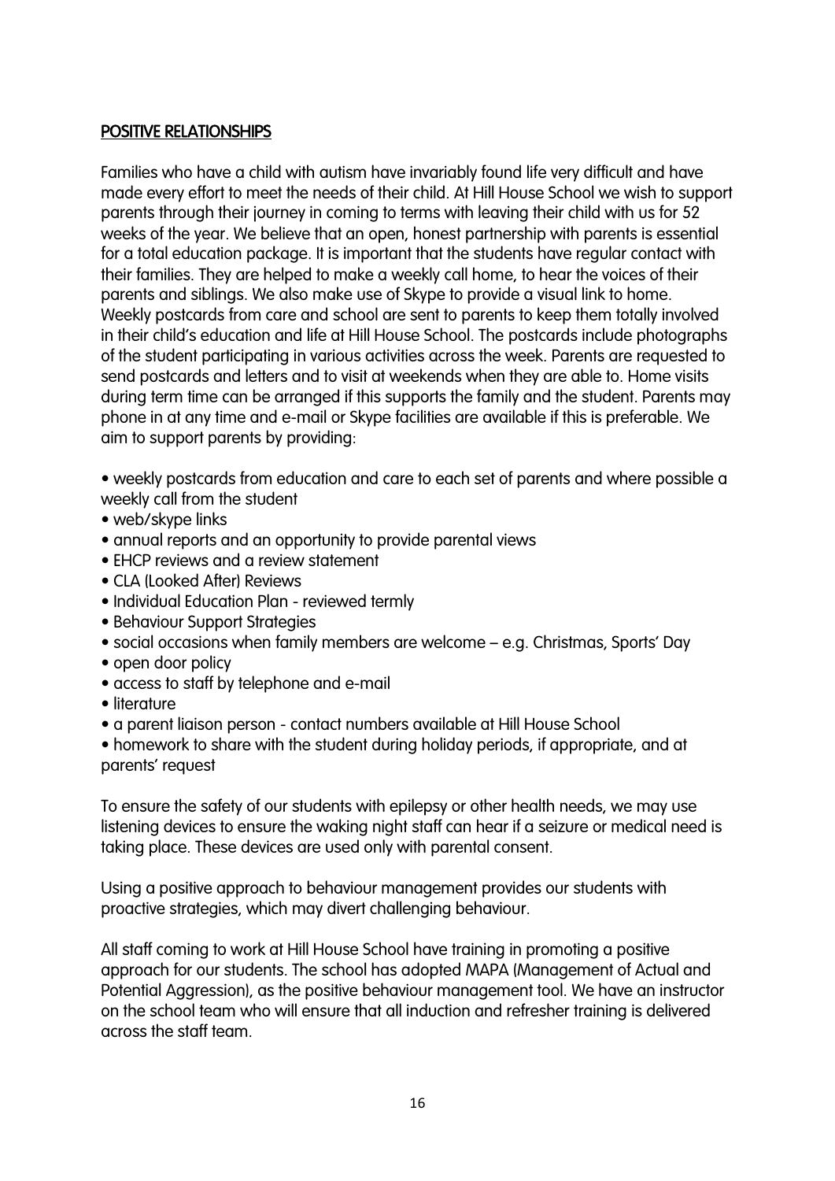## POSITIVE RELATIONSHIPS

Families who have a child with autism have invariably found life very difficult and have made every effort to meet the needs of their child. At Hill House School we wish to support parents through their journey in coming to terms with leaving their child with us for 52 weeks of the year. We believe that an open, honest partnership with parents is essential for a total education package. It is important that the students have regular contact with their families. They are helped to make a weekly call home, to hear the voices of their parents and siblings. We also make use of Skype to provide a visual link to home. Weekly postcards from care and school are sent to parents to keep them totally involved in their child's education and life at Hill House School. The postcards include photographs of the student participating in various activities across the week. Parents are requested to send postcards and letters and to visit at weekends when they are able to. Home visits during term time can be arranged if this supports the family and the student. Parents may phone in at any time and e-mail or Skype facilities are available if this is preferable. We aim to support parents by providing:

- weekly postcards from education and care to each set of parents and where possible a weekly call from the student
- web/skype links
- annual reports and an opportunity to provide parental views
- EHCP reviews and a review statement
- CLA (Looked After) Reviews
- Individual Education Plan - reviewed termly
- Behaviour Support Strategies
- social occasions when family members are welcome – e.g. Christmas, Sports' Day
- open door policy
- access to staff by telephone and e-mail
- literature
- a parent liaison person - contact numbers available at Hill House School
- homework to share with the student during holiday periods, if appropriate, and at parents' request

To ensure the safety of our students with epilepsy or other health needs, we may use listening devices to ensure the waking night staff can hear if a seizure or medical need is taking place. These devices are used only with parental consent.

Using a positive approach to behaviour management provides our students with proactive strategies, which may divert challenging behaviour.

All staff coming to work at Hill House School have training in promoting a positive approach for our students. The school has adopted MAPA (Management of Actual and Potential Aggression), as the positive behaviour management tool. We have an instructor on the school team who will ensure that all induction and refresher training is delivered across the staff team.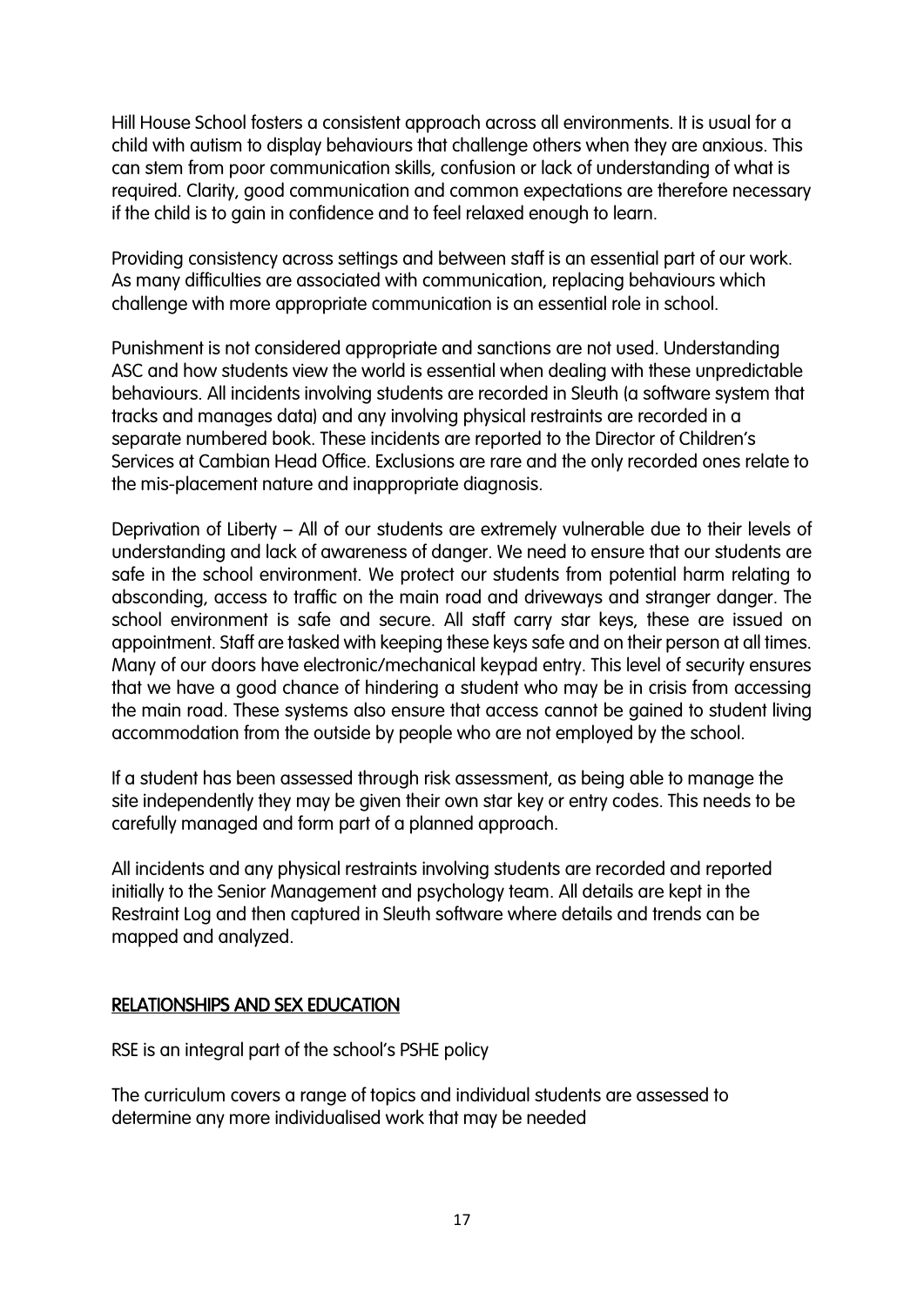Hill House School fosters a consistent approach across all environments. It is usual for a child with autism to display behaviours that challenge others when they are anxious. This can stem from poor communication skills, confusion or lack of understanding of what is required. Clarity, good communication and common expectations are therefore necessary if the child is to gain in confidence and to feel relaxed enough to learn.

Providing consistency across settings and between staff is an essential part of our work. As many difficulties are associated with communication, replacing behaviours which challenge with more appropriate communication is an essential role in school.

Punishment is not considered appropriate and sanctions are not used. Understanding ASC and how students view the world is essential when dealing with these unpredictable behaviours. All incidents involving students are recorded in Sleuth (a software system that tracks and manages data) and any involving physical restraints are recorded in a separate numbered book. These incidents are reported to the Director of Children's Services at Cambian Head Office. Exclusions are rare and the only recorded ones relate to the mis-placement nature and inappropriate diagnosis.

Deprivation of Liberty – All of our students are extremely vulnerable due to their levels of understanding and lack of awareness of danger. We need to ensure that our students are safe in the school environment. We protect our students from potential harm relating to absconding, access to traffic on the main road and driveways and stranger danger. The school environment is safe and secure. All staff carry star keys, these are issued on appointment. Staff are tasked with keeping these keys safe and on their person at all times. Many of our doors have electronic/mechanical keypad entry. This level of security ensures that we have a good chance of hindering a student who may be in crisis from accessing the main road. These systems also ensure that access cannot be gained to student living accommodation from the outside by people who are not employed by the school.

If a student has been assessed through risk assessment, as being able to manage the site independently they may be given their own star key or entry codes. This needs to be carefully managed and form part of a planned approach.

All incidents and any physical restraints involving students are recorded and reported initially to the Senior Management and psychology team. All details are kept in the Restraint Log and then captured in Sleuth software where details and trends can be mapped and analyzed.

## RELATIONSHIPS AND SEX EDUCATION

RSE is an integral part of the school's PSHE policy

The curriculum covers a range of topics and individual students are assessed to determine any more individualised work that may be needed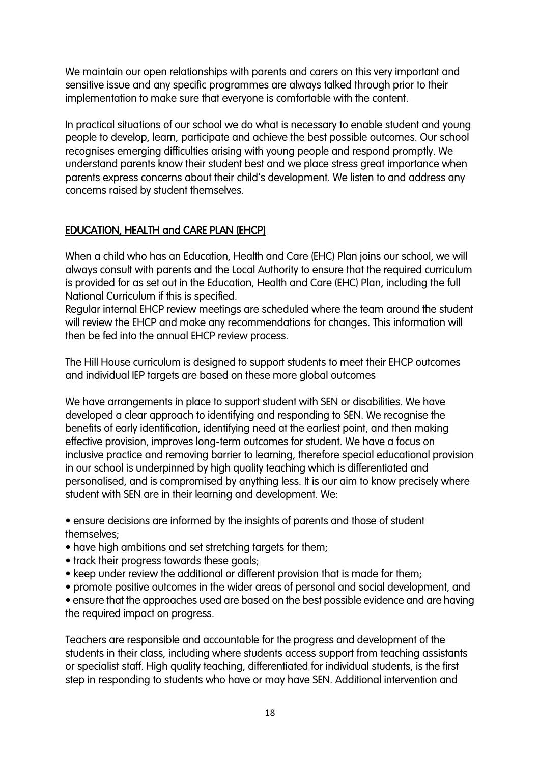We maintain our open relationships with parents and carers on this very important and sensitive issue and any specific programmes are always talked through prior to their implementation to make sure that everyone is comfortable with the content.

In practical situations of our school we do what is necessary to enable student and young people to develop, learn, participate and achieve the best possible outcomes. Our school recognises emerging difficulties arising with young people and respond promptly. We understand parents know their student best and we place stress great importance when parents express concerns about their child's development. We listen to and address any concerns raised by student themselves.

## EDUCATION, HEALTH and CARE PLAN (EHCP)

When a child who has an Education, Health and Care (EHC) Plan joins our school, we will always consult with parents and the Local Authority to ensure that the required curriculum is provided for as set out in the Education, Health and Care (EHC) Plan, including the full National Curriculum if this is specified.
Regular internal EHCP review meetings are scheduled where the team around the student will review the EHCP and make any recommendations for changes. This information will then be fed into the annual EHCP review process.

The Hill House curriculum is designed to support students to meet their EHCP outcomes and individual IEP targets are based on these more global outcomes

We have arrangements in place to support student with SEN or disabilities. We have developed a clear approach to identifying and responding to SEN. We recognise the benefits of early identification, identifying need at the earliest point, and then making effective provision, improves long-term outcomes for student. We have a focus on inclusive practice and removing barrier to learning, therefore special educational provision in our school is underpinned by high quality teaching which is differentiated and personalised, and is compromised by anything less. It is our aim to know precisely where student with SEN are in their learning and development. We:

- ensure decisions are informed by the insights of parents and those of student themselves;
- have high ambitions and set stretching targets for them;
- track their progress towards these goals;
- keep under review the additional or different provision that is made for them;
- promote positive outcomes in the wider areas of personal and social development, and
- ensure that the approaches used are based on the best possible evidence and are having the required impact on progress.

Teachers are responsible and accountable for the progress and development of the students in their class, including where students access support from teaching assistants or specialist staff. High quality teaching, differentiated for individual students, is the first step in responding to students who have or may have SEN. Additional intervention and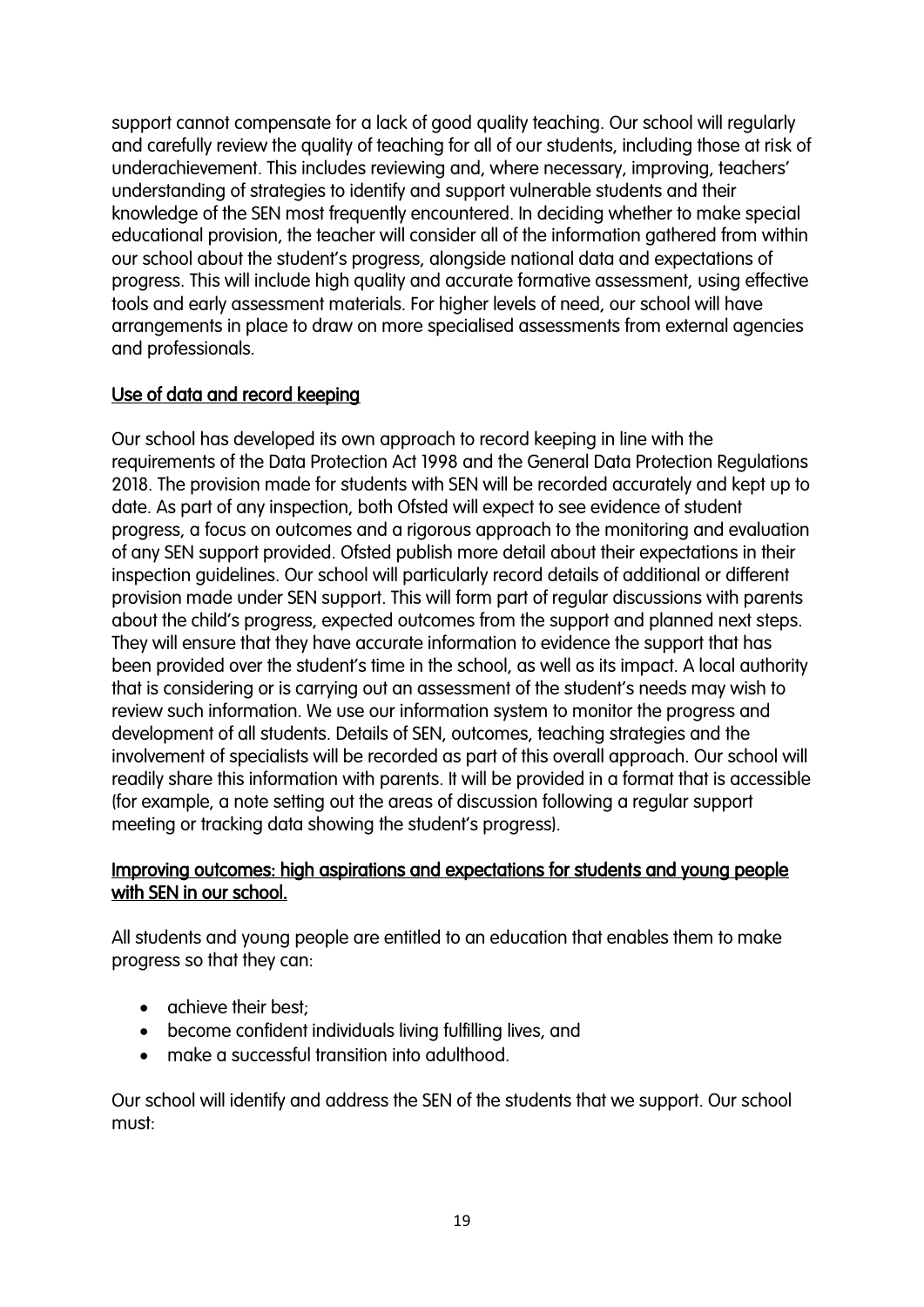support cannot compensate for a lack of good quality teaching. Our school will regularly and carefully review the quality of teaching for all of our students, including those at risk of underachievement. This includes reviewing and, where necessary, improving, teachers' understanding of strategies to identify and support vulnerable students and their knowledge of the SEN most frequently encountered. In deciding whether to make special educational provision, the teacher will consider all of the information gathered from within our school about the student's progress, alongside national data and expectations of progress. This will include high quality and accurate formative assessment, using effective tools and early assessment materials. For higher levels of need, our school will have arrangements in place to draw on more specialised assessments from external agencies and professionals.

## Use of data and record keeping

Our school has developed its own approach to record keeping in line with the requirements of the Data Protection Act 1998 and the General Data Protection Regulations 2018. The provision made for students with SEN will be recorded accurately and kept up to date. As part of any inspection, both Ofsted will expect to see evidence of student progress, a focus on outcomes and a rigorous approach to the monitoring and evaluation of any SEN support provided. Ofsted publish more detail about their expectations in their inspection guidelines. Our school will particularly record details of additional or different provision made under SEN support. This will form part of regular discussions with parents about the child's progress, expected outcomes from the support and planned next steps. They will ensure that they have accurate information to evidence the support that has been provided over the student's time in the school, as well as its impact. A local authority that is considering or is carrying out an assessment of the student's needs may wish to review such information. We use our information system to monitor the progress and development of all students. Details of SEN, outcomes, teaching strategies and the involvement of specialists will be recorded as part of this overall approach. Our school will readily share this information with parents. It will be provided in a format that is accessible (for example, a note setting out the areas of discussion following a regular support meeting or tracking data showing the student's progress).

## Improving outcomes: high aspirations and expectations for students and young people with SEN in our school.

All students and young people are entitled to an education that enables them to make progress so that they can:

- achieve their best;
- become confident individuals living fulfilling lives, and
- make a successful transition into adulthood.

Our school will identify and address the SEN of the students that we support. Our school must: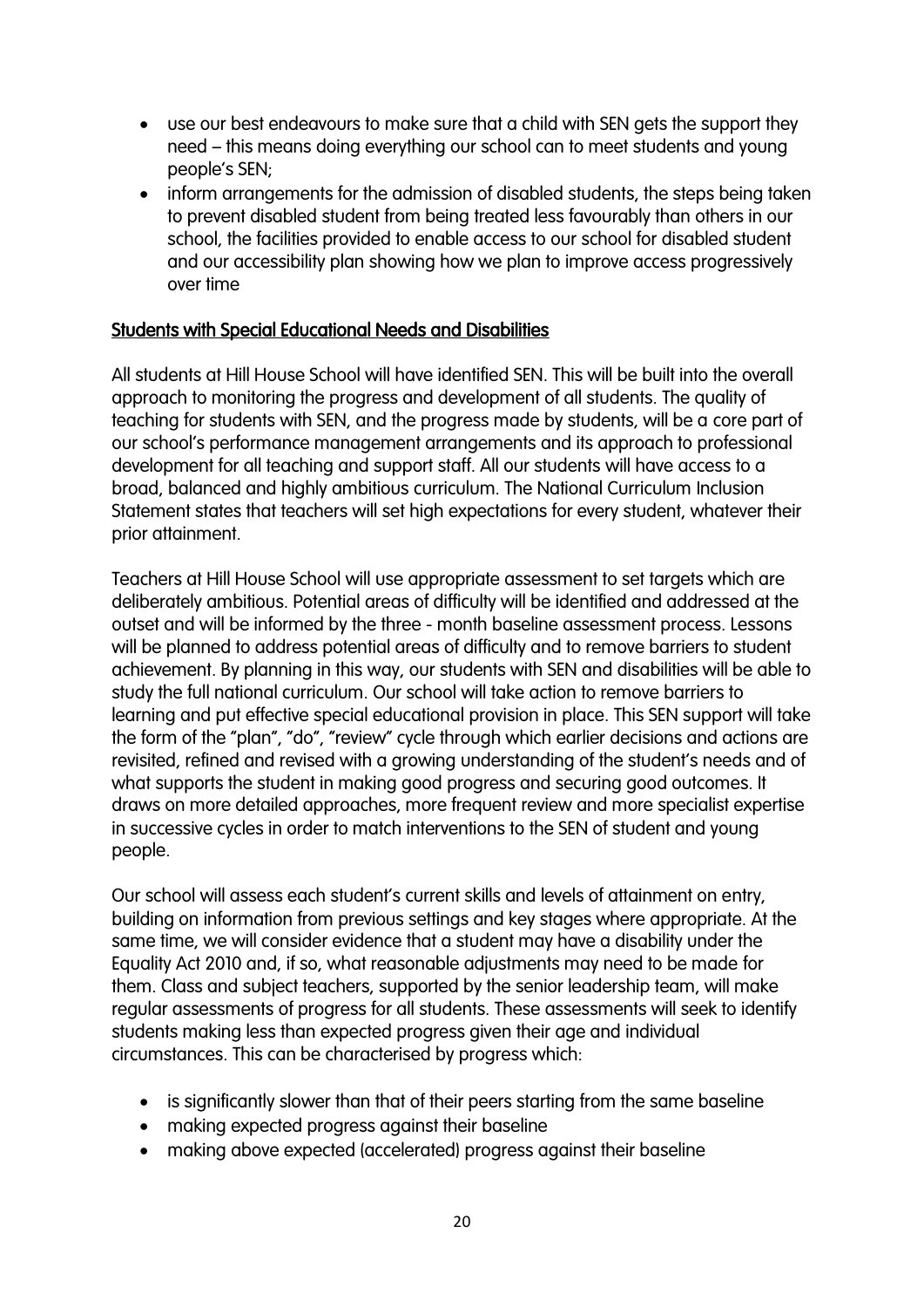- use our best endeavours to make sure that a child with SEN gets the support they need – this means doing everything our school can to meet students and young people's SEN;
- inform arrangements for the admission of disabled students, the steps being taken to prevent disabled student from being treated less favourably than others in our school, the facilities provided to enable access to our school for disabled student and our accessibility plan showing how we plan to improve access progressively over time

## Students with Special Educational Needs and Disabilities

All students at Hill House School will have identified SEN. This will be built into the overall approach to monitoring the progress and development of all students. The quality of teaching for students with SEN, and the progress made by students, will be a core part of our school's performance management arrangements and its approach to professional development for all teaching and support staff. All our students will have access to a broad, balanced and highly ambitious curriculum. The National Curriculum Inclusion Statement states that teachers will set high expectations for every student, whatever their prior attainment.

Teachers at Hill House School will use appropriate assessment to set targets which are deliberately ambitious. Potential areas of difficulty will be identified and addressed at the outset and will be informed by the three - month baseline assessment process. Lessons will be planned to address potential areas of difficulty and to remove barriers to student achievement. By planning in this way, our students with SEN and disabilities will be able to study the full national curriculum. Our school will take action to remove barriers to learning and put effective special educational provision in place. This SEN support will take the form of the "plan", "do", "review" cycle through which earlier decisions and actions are revisited, refined and revised with a growing understanding of the student's needs and of what supports the student in making good progress and securing good outcomes. It draws on more detailed approaches, more frequent review and more specialist expertise in successive cycles in order to match interventions to the SEN of student and young people.

Our school will assess each student's current skills and levels of attainment on entry, building on information from previous settings and key stages where appropriate. At the same time, we will consider evidence that a student may have a disability under the Equality Act 2010 and, if so, what reasonable adjustments may need to be made for them. Class and subject teachers, supported by the senior leadership team, will make regular assessments of progress for all students. These assessments will seek to identify students making less than expected progress given their age and individual circumstances. This can be characterised by progress which:

- is significantly slower than that of their peers starting from the same baseline
- making expected progress against their baseline
- making above expected (accelerated) progress against their baseline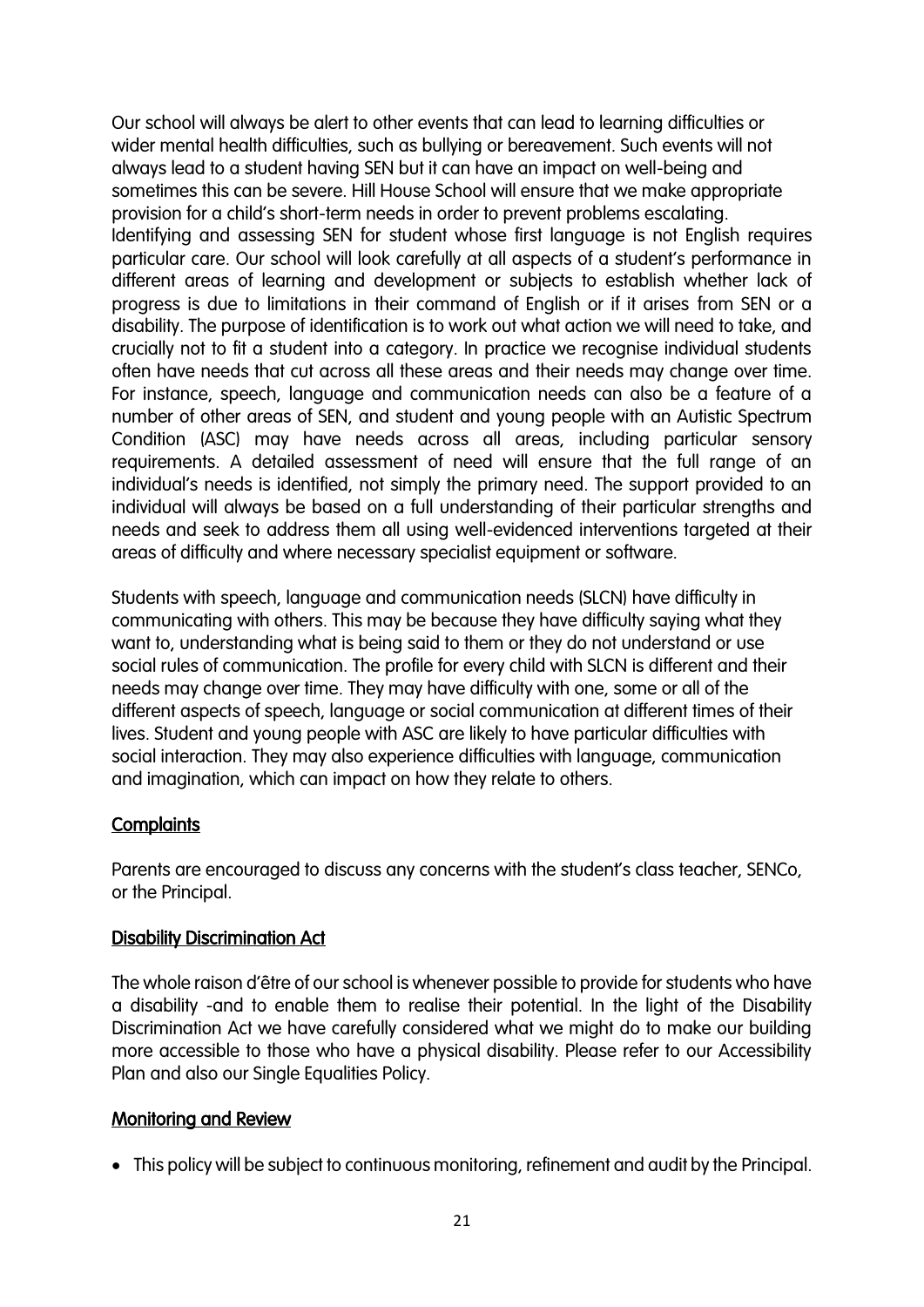Our school will always be alert to other events that can lead to learning difficulties or wider mental health difficulties, such as bullying or bereavement. Such events will not always lead to a student having SEN but it can have an impact on well-being and sometimes this can be severe. Hill House School will ensure that we make appropriate provision for a child's short-term needs in order to prevent problems escalating.
Identifying and assessing SEN for student whose first language is not English requires particular care. Our school will look carefully at all aspects of a student's performance in different areas of learning and development or subjects to establish whether lack of progress is due to limitations in their command of English or if it arises from SEN or a disability. The purpose of identification is to work out what action we will need to take, and crucially not to fit a student into a category. In practice we recognise individual students often have needs that cut across all these areas and their needs may change over time. For instance, speech, language and communication needs can also be a feature of a number of other areas of SEN, and student and young people with an Autistic Spectrum Condition (ASC) may have needs across all areas, including particular sensory requirements. A detailed assessment of need will ensure that the full range of an individual's needs is identified, not simply the primary need. The support provided to an individual will always be based on a full understanding of their particular strengths and needs and seek to address them all using well-evidenced interventions targeted at their areas of difficulty and where necessary specialist equipment or software.

Students with speech, language and communication needs (SLCN) have difficulty in communicating with others. This may be because they have difficulty saying what they want to, understanding what is being said to them or they do not understand or use social rules of communication. The profile for every child with SLCN is different and their needs may change over time. They may have difficulty with one, some or all of the different aspects of speech, language or social communication at different times of their lives. Student and young people with ASC are likely to have particular difficulties with social interaction. They may also experience difficulties with language, communication and imagination, which can impact on how they relate to others.

## Complaints

Parents are encouraged to discuss any concerns with the student's class teacher, SENCo, or the Principal.

## Disability Discrimination Act

The whole raison d'être of our school is whenever possible to provide for students who have a disability -and to enable them to realise their potential. In the light of the Disability Discrimination Act we have carefully considered what we might do to make our building more accessible to those who have a physical disability. Please refer to our Accessibility Plan and also our Single Equalities Policy.

## Monitoring and Review

- This policy will be subject to continuous monitoring, refinement and audit by the Principal.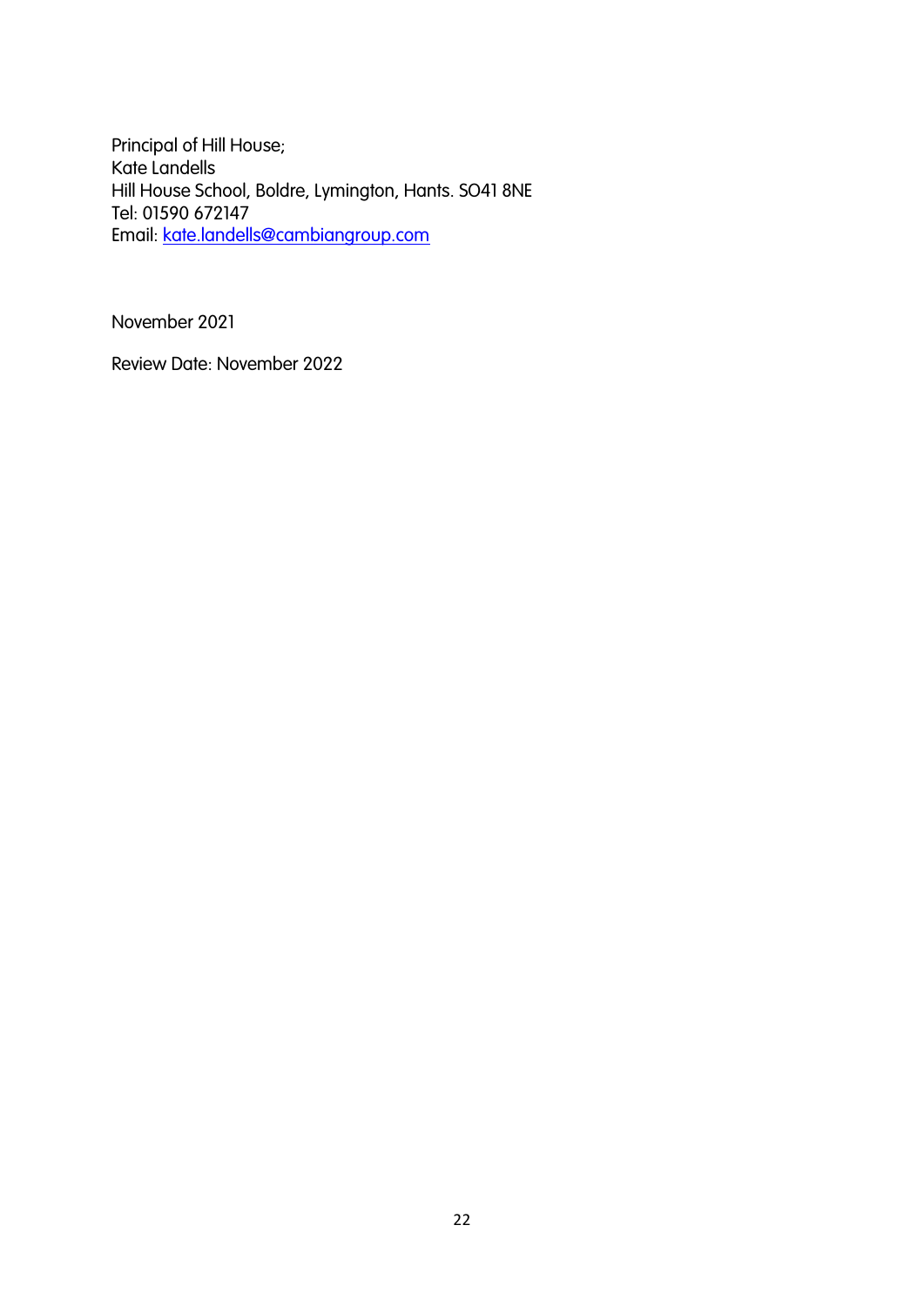Principal of Hill House;
Kate Landells
Hill House School, Boldre, Lymington, Hants. SO41 8NE
Tel: 01590 672147
Email: kate.landells@cambiangroup.com

November 2021

Review Date: November 2022